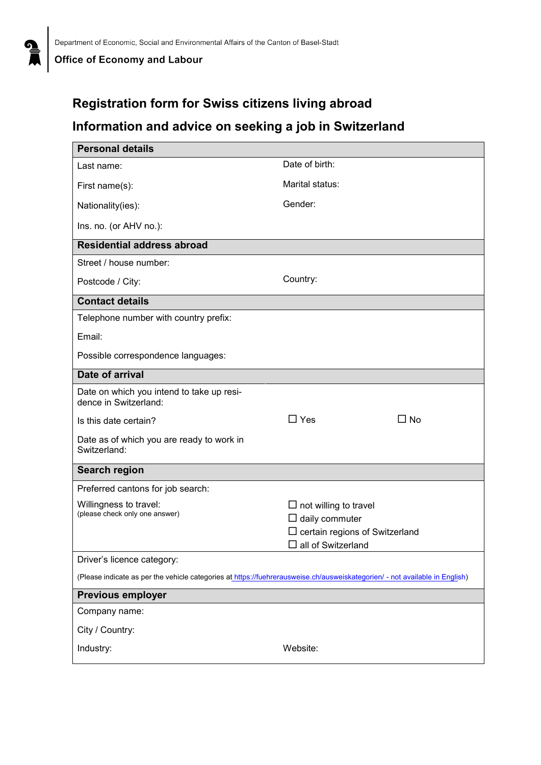Department of Economic, Social and Environmental Affairs of the Canton of Basel-Stadt

**Office of Economy and Labour**

# Registration form for Swiss citizens living abroad

# Information and advice on seeking a job in Switzerland

| **Personal details** | | |
|---|---|---|
| Last name: | Date of birth: | |
| First name(s): | Marital status: | |
| Nationality(ies): | Gender: | |
| Ins. no. (or AHV no.): | | |
| **Residential address abroad** | | |
| Street / house number: | | |
| Postcode / City: | Country: | |
| **Contact details** | | |
| Telephone number with country prefix: | | |
| Email: | | |
| Possible correspondence languages: | | |
| **Date of arrival** | | |
| Date on which you intend to take up residence in Switzerland: | | |
| Is this date certain? | ☐ Yes | ☐ No |
| Date as of which you are ready to work in Switzerland: | | |
| **Search region** | | |
| Preferred cantons for job search: | | |
| Willingness to travel: (please check only one answer) | ☐ not willing to travel<br>☐ daily commuter<br>☐ certain regions of Switzerland<br>☐ all of Switzerland | |
| Driver's licence category: | | |
| (Please indicate as per the vehicle categories at https://fuehrerausweise.ch/ausweiskategorien/ - not available in English) | | |
| **Previous employer** | | |
| Company name: | | |
| City / Country: | | |
| Industry: | Website: | |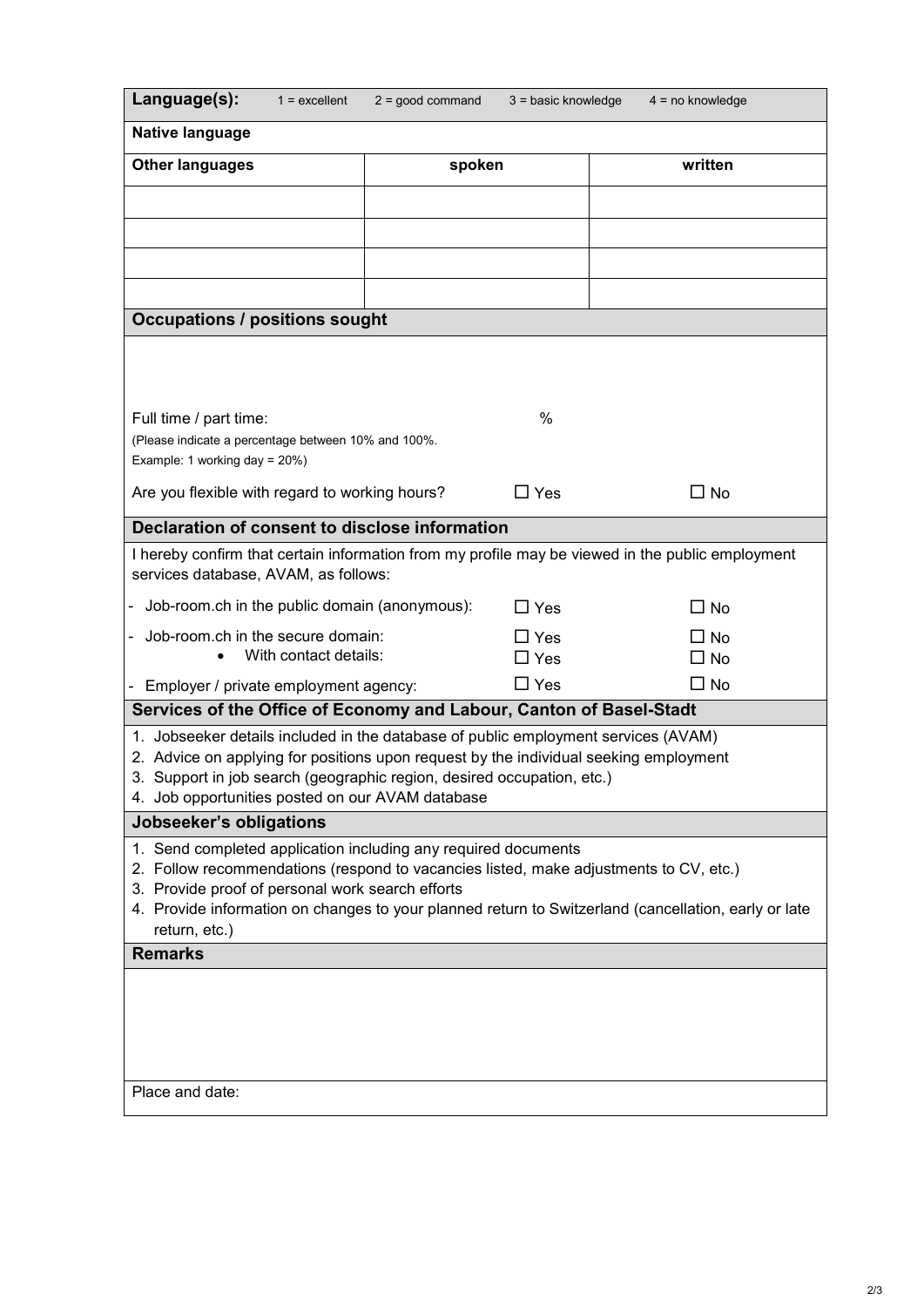| **Language(s):** 1 = excellent 2 = good command 3 = basic knowledge 4 = no knowledge | | |
|---|---|---|
| **Native language** | | |
| **Other languages** | **spoken** | **written** |
| | | |
| | | |
| | | |
| | | |

## Occupations / positions sought

Full time / part time: %

(Please indicate a percentage between 10% and 100%.
Example: 1 working day = 20%)

Are you flexible with regard to working hours? ☐ Yes ☐ No

## Declaration of consent to disclose information

I hereby confirm that certain information from my profile may be viewed in the public employment services database, AVAM, as follows:

- Job-room.ch in the public domain (anonymous): ☐ Yes ☐ No
- Job-room.ch in the secure domain: ☐ Yes ☐ No
  - With contact details: ☐ Yes ☐ No
- Employer / private employment agency: ☐ Yes ☐ No

## Services of the Office of Economy and Labour, Canton of Basel-Stadt

1. Jobseeker details included in the database of public employment services (AVAM)
2. Advice on applying for positions upon request by the individual seeking employment
3. Support in job search (geographic region, desired occupation, etc.)
4. Job opportunities posted on our AVAM database

## Jobseeker's obligations

1. Send completed application including any required documents
2. Follow recommendations (respond to vacancies listed, make adjustments to CV, etc.)
3. Provide proof of personal work search efforts
4. Provide information on changes to your planned return to Switzerland (cancellation, early or late return, etc.)

## Remarks

Place and date: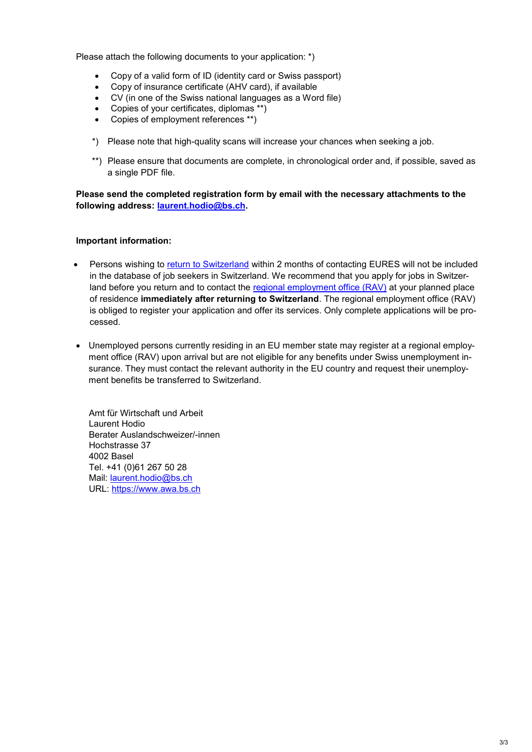Please attach the following documents to your application: *)

- Copy of a valid form of ID (identity card or Swiss passport)
- Copy of insurance certificate (AHV card), if available
- CV (in one of the Swiss national languages as a Word file)
- Copies of your certificates, diplomas **)
- Copies of employment references **)

*) Please note that high-quality scans will increase your chances when seeking a job.

**) Please ensure that documents are complete, in chronological order and, if possible, saved as a single PDF file.

**Please send the completed registration form by email with the necessary attachments to the following address: laurent.hodio@bs.ch.**

**Important information:**

- Persons wishing to return to Switzerland within 2 months of contacting EURES will not be included in the database of job seekers in Switzerland. We recommend that you apply for jobs in Switzerland before you return and to contact the regional employment office (RAV) at your planned place of residence **immediately after returning to Switzerland**. The regional employment office (RAV) is obliged to register your application and offer its services. Only complete applications will be processed.

- Unemployed persons currently residing in an EU member state may register at a regional employment office (RAV) upon arrival but are not eligible for any benefits under Swiss unemployment insurance. They must contact the relevant authority in the EU country and request their unemployment benefits be transferred to Switzerland.

Amt für Wirtschaft und Arbeit
Laurent Hodio
Berater Auslandschweizer/-innen
Hochstrasse 37
4002 Basel
Tel. +41 (0)61 267 50 28
Mail: laurent.hodio@bs.ch
URL: https://www.awa.bs.ch